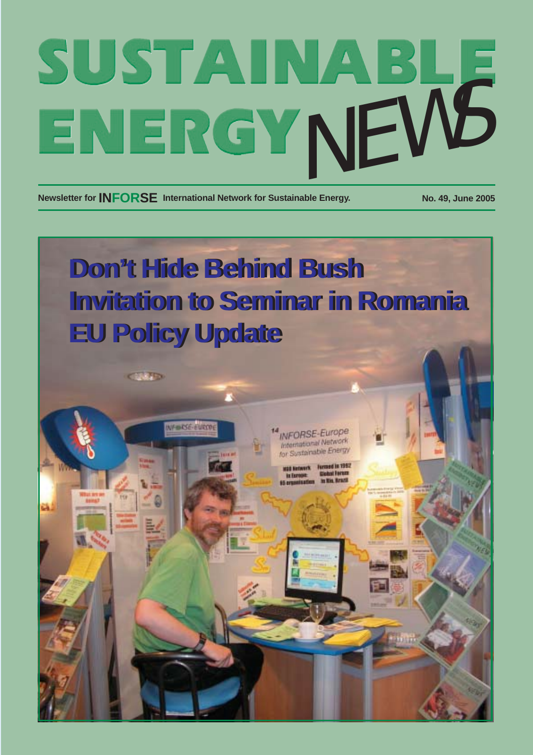# SUSTAINABLE ENERGY NEWS

Newsletter for INFORSE International Network for Sustainable Energy.

No. 49, June 2005

## Don't Hide Behind Bush

## Invitation to Seminar in Romania

## EU Policy Update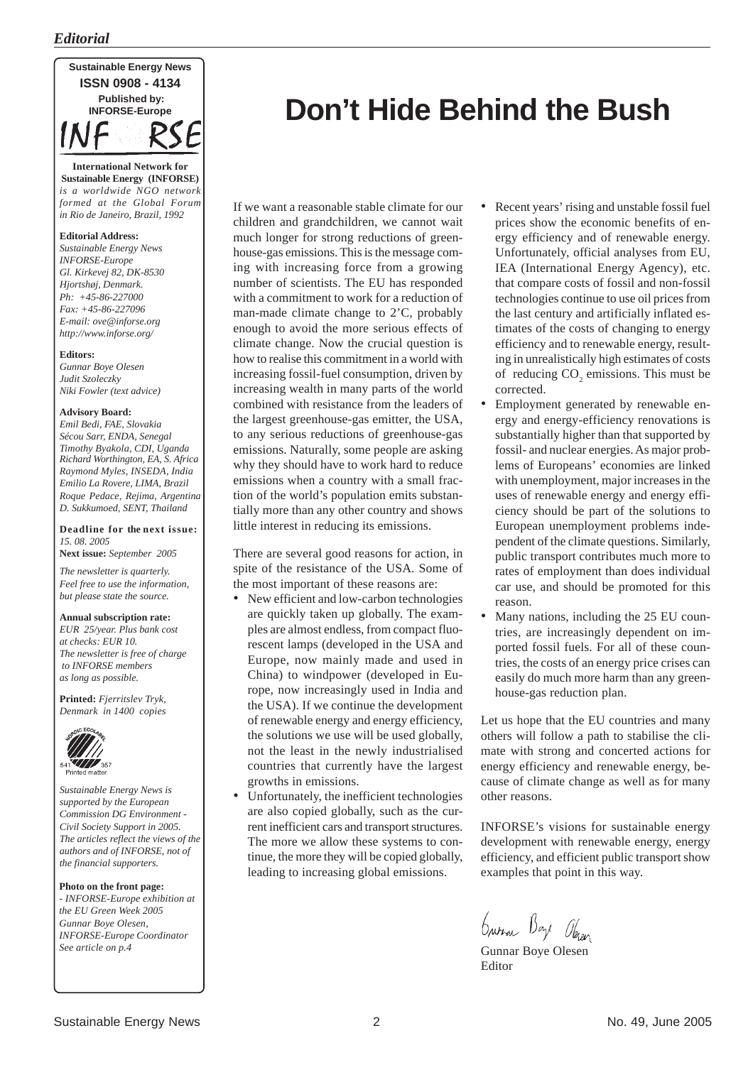*Editorial*

**Sustainable Energy News**
**ISSN 0908 - 4134**
**Published by:**
**INFORSE-Europe**

INFORSE

**International Network for Sustainable Energy (INFORSE)**
*is a worldwide NGO network formed at the Global Forum in Rio de Janeiro, Brazil, 1992*

**Editorial Address:**
*Sustainable Energy News*
*INFORSE-Europe*
*Gl. Kirkevej 82, DK-8530*
*Hjortshøj, Denmark.*
*Ph: +45-86-227000*
*Fax: +45-86-227096*
*E-mail: ove@inforse.org*
*http://www.inforse.org/*

**Editors:**
*Gunnar Boye Olesen*
*Judit Szoleczky*
*Niki Fowler (text advice)*

**Advisory Board:**
*Emil Bedi, FAE, Slovakia*
*Sécou Sarr, ENDA, Senegal*
*Timothy Byakola, CDI, Uganda*
*Richard Worthington, EA, S. Africa*
*Raymond Myles, INSEDA, India*
*Emilio La Rovere, LIMA, Brazil*
*Roque Pedace, Rejima, Argentina*
*D. Sukkumoed, SENT, Thailand*

**Deadline for the next issue:** *15. 08. 2005*
**Next issue:** *September 2005*

*The newsletter is quarterly. Feel free to use the information, but please state the source.*

**Annual subscription rate:**
*EUR 25/year. Plus bank cost at checks: EUR 10. The newsletter is free of charge to INFORSE members as long as possible.*

**Printed:** *Fjerritslev Tryk, Denmark in 1400 copies*

541 357
Printed matter

*Sustainable Energy News is supported by the European Commission DG Environment - Civil Society Support in 2005. The articles reflect the views of the authors and of INFORSE, not of the financial supporters.*

**Photo on the front page:**
*- INFORSE-Europe exhibition at the EU Green Week 2005*
*Gunnar Boye Olesen, INFORSE-Europe Coordinator*
*See article on p.4*

# Don't Hide Behind the Bush

If we want a reasonable stable climate for our children and grandchildren, we cannot wait much longer for strong reductions of greenhouse-gas emissions. This is the message coming with increasing force from a growing number of scientists. The EU has responded with a commitment to work for a reduction of man-made climate change to 2'C, probably enough to avoid the more serious effects of climate change. Now the crucial question is how to realise this commitment in a world with increasing fossil-fuel consumption, driven by increasing wealth in many parts of the world combined with resistance from the leaders of the largest greenhouse-gas emitter, the USA, to any serious reductions of greenhouse-gas emissions. Naturally, some people are asking why they should have to work hard to reduce emissions when a country with a small fraction of the world's population emits substantially more than any other country and shows little interest in reducing its emissions.

There are several good reasons for action, in spite of the resistance of the USA. Some of the most important of these reasons are:

- New efficient and low-carbon technologies are quickly taken up globally. The examples are almost endless, from compact fluorescent lamps (developed in the USA and Europe, now mainly made and used in China) to windpower (developed in Europe, now increasingly used in India and the USA). If we continue the development of renewable energy and energy efficiency, the solutions we use will be used globally, not the least in the newly industrialised countries that currently have the largest growths in emissions.
- Unfortunately, the inefficient technologies are also copied globally, such as the current inefficient cars and transport structures. The more we allow these systems to continue, the more they will be copied globally, leading to increasing global emissions.
- Recent years' rising and unstable fossil fuel prices show the economic benefits of energy efficiency and of renewable energy. Unfortunately, official analyses from EU, IEA (International Energy Agency), etc. that compare costs of fossil and non-fossil technologies continue to use oil prices from the last century and artificially inflated estimates of the costs of changing to energy efficiency and to renewable energy, resulting in unrealistically high estimates of costs of reducing $CO_2$ emissions. This must be corrected.
- Employment generated by renewable energy and energy-efficiency renovations is substantially higher than that supported by fossil- and nuclear energies. As major problems of Europeans' economies are linked with unemployment, major increases in the uses of renewable energy and energy efficiency should be part of the solutions to European unemployment problems independent of the climate questions. Similarly, public transport contributes much more to rates of employment than does individual car use, and should be promoted for this reason.
- Many nations, including the 25 EU countries, are increasingly dependent on imported fossil fuels. For all of these countries, the costs of an energy price crises can easily do much more harm than any greenhouse-gas reduction plan.

Let us hope that the EU countries and many others will follow a path to stabilise the climate with strong and concerted actions for energy efficiency and renewable energy, because of climate change as well as for many other reasons.

INFORSE's visions for sustainable energy development with renewable energy, energy efficiency, and efficient public transport show examples that point in this way.

Gunnar Boye Olesen
Editor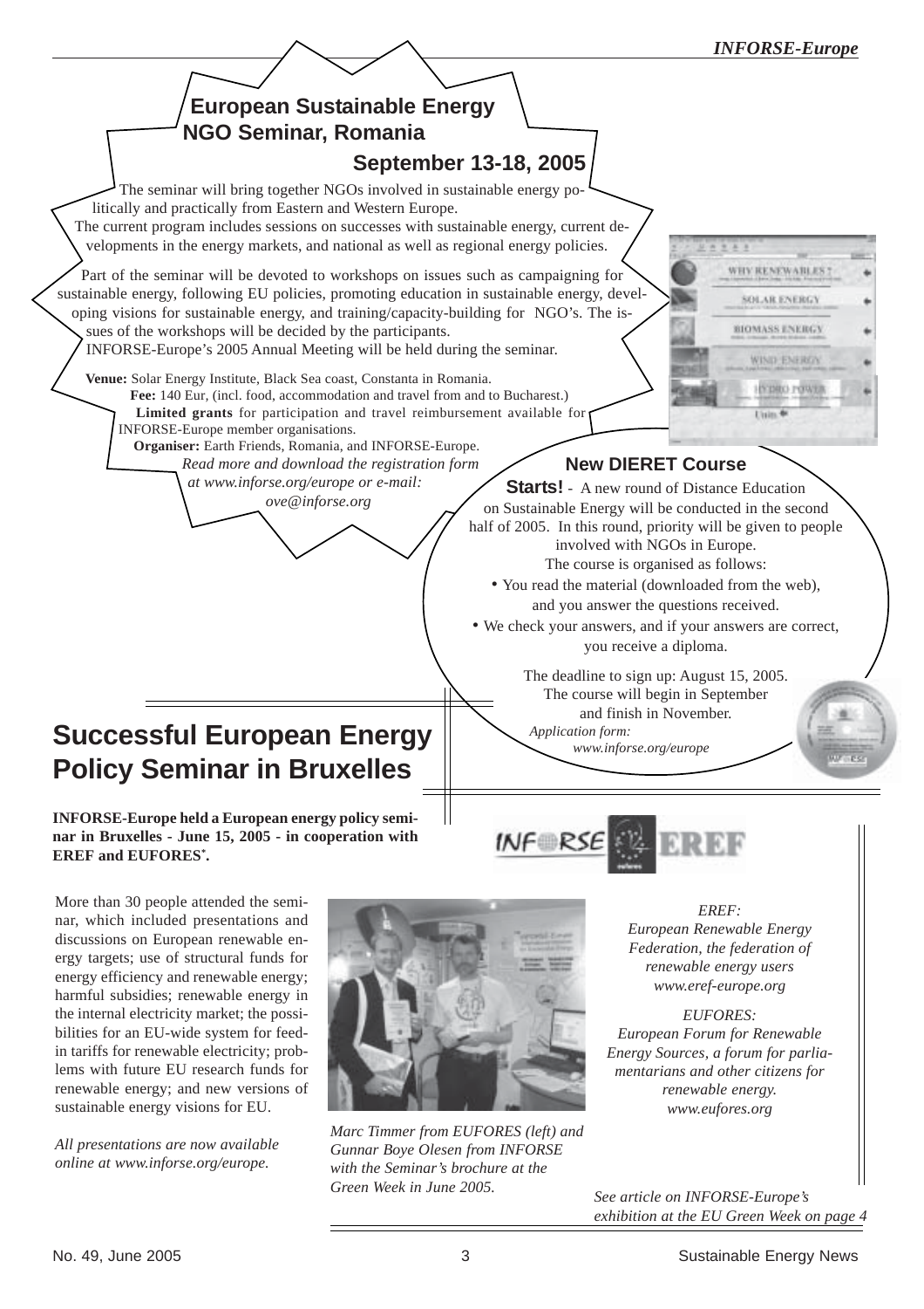## European Sustainable Energy NGO Seminar, Romania

### September 13-18, 2005

The seminar will bring together NGOs involved in sustainable energy politically and practically from Eastern and Western Europe.

The current program includes sessions on successes with sustainable energy, current developments in the energy markets, and national as well as regional energy policies.

Part of the seminar will be devoted to workshops on issues such as campaigning for sustainable energy, following EU policies, promoting education in sustainable energy, developing visions for sustainable energy, and training/capacity-building for NGO's. The issues of the workshops will be decided by the participants.

INFORSE-Europe's 2005 Annual Meeting will be held during the seminar.

**Venue:** Solar Energy Institute, Black Sea coast, Constanta in Romania.

**Fee:** 140 Eur, (incl. food, accommodation and travel from and to Bucharest.)

**Limited grants** for participation and travel reimbursement available for INFORSE-Europe member organisations.

**Organiser:** Earth Friends, Romania, and INFORSE-Europe.

*Read more and download the registration form at www.inforse.org/europe or e-mail: ove@inforse.org*

### New DIERET Course

**Starts!** - A new round of Distance Education on Sustainable Energy will be conducted in the second half of 2005. In this round, priority will be given to people involved with NGOs in Europe.

The course is organised as follows:

- You read the material (downloaded from the web), and you answer the questions received.
- We check your answers, and if your answers are correct, you receive a diploma.

The deadline to sign up: August 15, 2005. The course will begin in September and finish in November.

*Application form: www.inforse.org/europe*

## Successful European Energy Policy Seminar in Bruxelles

**INFORSE-Europe held a European energy policy seminar in Bruxelles - June 15, 2005 - in cooperation with EREF and EUFORES*.**

More than 30 people attended the seminar, which included presentations and discussions on European renewable energy targets; use of structural funds for energy efficiency and renewable energy; harmful subsidies; renewable energy in the internal electricity market; the possibilities for an EU-wide system for feed-in tariffs for renewable electricity; problems with future EU research funds for renewable energy; and new versions of sustainable energy visions for EU.

*All presentations are now available online at www.inforse.org/europe.*

*Marc Timmer from EUFORES (left) and Gunnar Boye Olesen from INFORSE with the Seminar's brochure at the Green Week in June 2005.*

INFORSE EREF

*EREF:*
*European Renewable Energy Federation, the federation of renewable energy users*
*www.eref-europe.org*

*EUFORES:*
*European Forum for Renewable Energy Sources, a forum for parliamentarians and other citizens for renewable energy.*
*www.eufores.org*

*See article on INFORSE-Europe's exhibition at the EU Green Week on page 4*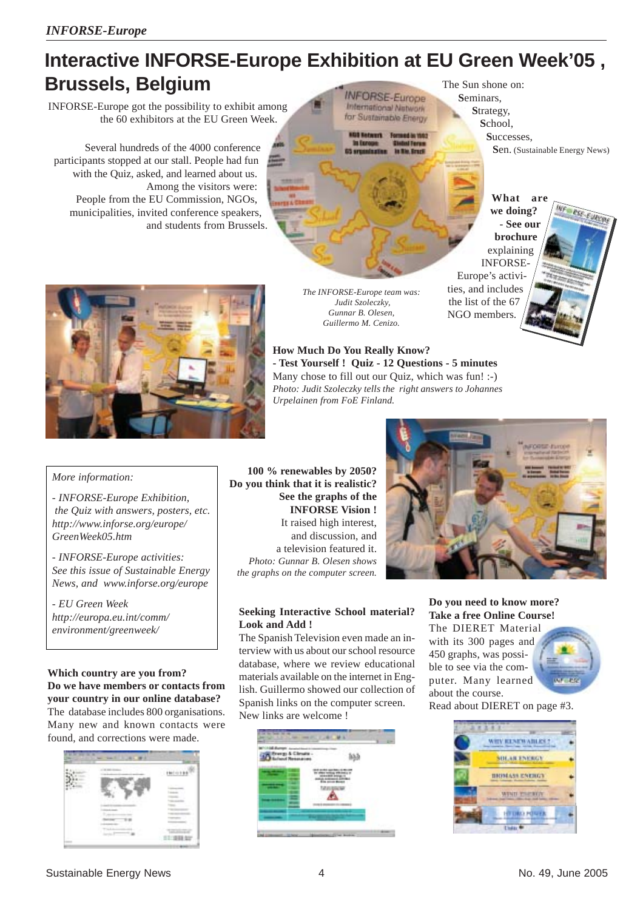# Interactive INFORSE-Europe Exhibition at EU Green Week'05 , Brussels, Belgium

INFORSE-Europe got the possibility to exhibit among the 60 exhibitors at the EU Green Week.

Several hundreds of the 4000 conference participants stopped at our stall. People had fun with the Quiz, asked, and learned about us. Among the visitors were: People from the EU Commission, NGOs, municipalities, invited conference speakers, and students from Brussels.

The Sun shone on:
**S**eminars,
**S**trategy,
**S**chool,
**S**uccesses,
**S**en. (Sustainable Energy News)

**What are we doing? - See our brochure** explaining INFORSE-Europe's activities, and includes the list of the 67 NGO members.

*The INFORSE-Europe team was: Judit Szoleczky, Gunnar B. Olesen, Guillermo M. Cenizo.*

**How Much Do You Really Know?**
**- Test Yourself ! Quiz - 12 Questions - 5 minutes**
Many chose to fill out our Quiz, which was fun! :-)
*Photo: Judit Szoleczky tells the right answers to Johannes Urpelainen from FoE Finland.*

*More information:*

*- INFORSE-Europe Exhibition, the Quiz with answers, posters, etc. http://www.inforse.org/europe/GreenWeek05.htm*

*- INFORSE-Europe activities: See this issue of Sustainable Energy News, and www.inforse.org/europe*

*- EU Green Week http://europa.eu.int/comm/environment/greenweek/*

**100 % renewables by 2050? Do you think that it is realistic? See the graphs of the INFORSE Vision !**
It raised high interest, and discussion, and a television featured it.
*Photo: Gunnar B. Olesen shows the graphs on the computer screen.*

**Which country are you from? Do we have members or contacts from your country in our online database?**
The database includes 800 organisations. Many new and known contacts were found, and corrections were made.

**Seeking Interactive School material? Look and Add !**
The Spanish Television even made an interview with us about our school resource database, where we review educational materials available on the internet in English. Guillermo showed our collection of Spanish links on the computer screen. New links are welcome !

**Do you need to know more? Take a free Online Course!**
The DIERET Material with its 300 pages and 450 graphs, was possible to see via the computer. Many learned about the course.
Read about DIERET on page #3.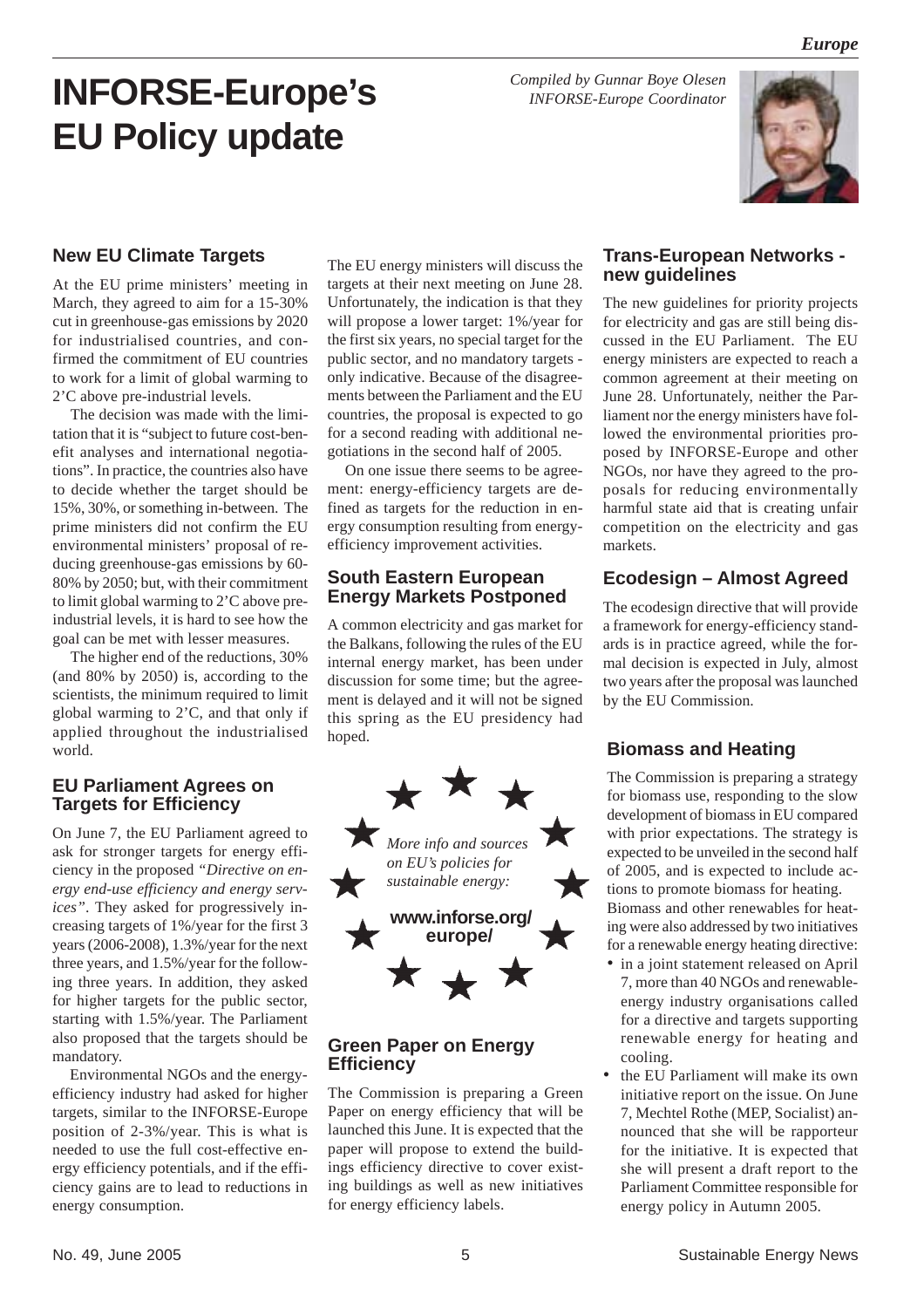# INFORSE-Europe's EU Policy update

*Compiled by Gunnar Boye Olesen*
*INFORSE-Europe Coordinator*

## New EU Climate Targets

At the EU prime ministers' meeting in March, they agreed to aim for a 15-30% cut in greenhouse-gas emissions by 2020 for industrialised countries, and confirmed the commitment of EU countries to work for a limit of global warming to 2'C above pre-industrial levels.

The decision was made with the limitation that it is "subject to future cost-benefit analyses and international negotiations". In practice, the countries also have to decide whether the target should be 15%, 30%, or something in-between. The prime ministers did not confirm the EU environmental ministers' proposal of reducing greenhouse-gas emissions by 60-80% by 2050; but, with their commitment to limit global warming to 2'C above pre-industrial levels, it is hard to see how the goal can be met with lesser measures.

The higher end of the reductions, 30% (and 80% by 2050) is, according to the scientists, the minimum required to limit global warming to 2'C, and that only if applied throughout the industrialised world.

## EU Parliament Agrees on Targets for Efficiency

On June 7, the EU Parliament agreed to ask for stronger targets for energy efficiency in the proposed *"Directive on energy end-use efficiency and energy services"*. They asked for progressively increasing targets of 1%/year for the first 3 years (2006-2008), 1.3%/year for the next three years, and 1.5%/year for the following three years. In addition, they asked for higher targets for the public sector, starting with 1.5%/year. The Parliament also proposed that the targets should be mandatory.

Environmental NGOs and the energy-efficiency industry had asked for higher targets, similar to the INFORSE-Europe position of 2-3%/year. This is what is needed to use the full cost-effective energy efficiency potentials, and if the efficiency gains are to lead to reductions in energy consumption.

The EU energy ministers will discuss the targets at their next meeting on June 28. Unfortunately, the indication is that they will propose a lower target: 1%/year for the first six years, no special target for the public sector, and no mandatory targets - only indicative. Because of the disagreements between the Parliament and the EU countries, the proposal is expected to go for a second reading with additional negotiations in the second half of 2005.

On one issue there seems to be agreement: energy-efficiency targets are defined as targets for the reduction in energy consumption resulting from energy-efficiency improvement activities.

## South Eastern European Energy Markets Postponed

A common electricity and gas market for the Balkans, following the rules of the EU internal energy market, has been under discussion for some time; but the agreement is delayed and it will not be signed this spring as the EU presidency had hoped.

*More info and sources on EU's policies for sustainable energy:*

**www.inforse.org/europe/**

## Green Paper on Energy Efficiency

The Commission is preparing a Green Paper on energy efficiency that will be launched this June. It is expected that the paper will propose to extend the buildings efficiency directive to cover existing buildings as well as new initiatives for energy efficiency labels.

## Trans-European Networks - new guidelines

The new guidelines for priority projects for electricity and gas are still being discussed in the EU Parliament. The EU energy ministers are expected to reach a common agreement at their meeting on June 28. Unfortunately, neither the Parliament nor the energy ministers have followed the environmental priorities proposed by INFORSE-Europe and other NGOs, nor have they agreed to the proposals for reducing environmentally harmful state aid that is creating unfair competition on the electricity and gas markets.

## Ecodesign – Almost Agreed

The ecodesign directive that will provide a framework for energy-efficiency standards is in practice agreed, while the formal decision is expected in July, almost two years after the proposal was launched by the EU Commission.

## Biomass and Heating

The Commission is preparing a strategy for biomass use, responding to the slow development of biomass in EU compared with prior expectations. The strategy is expected to be unveiled in the second half of 2005, and is expected to include actions to promote biomass for heating.

Biomass and other renewables for heating were also addressed by two initiatives for a renewable energy heating directive:

- in a joint statement released on April 7, more than 40 NGOs and renewable-energy industry organisations called for a directive and targets supporting renewable energy for heating and cooling.
- the EU Parliament will make its own initiative report on the issue. On June 7, Mechtel Rothe (MEP, Socialist) announced that she will be rapporteur for the initiative. It is expected that she will present a draft report to the Parliament Committee responsible for energy policy in Autumn 2005.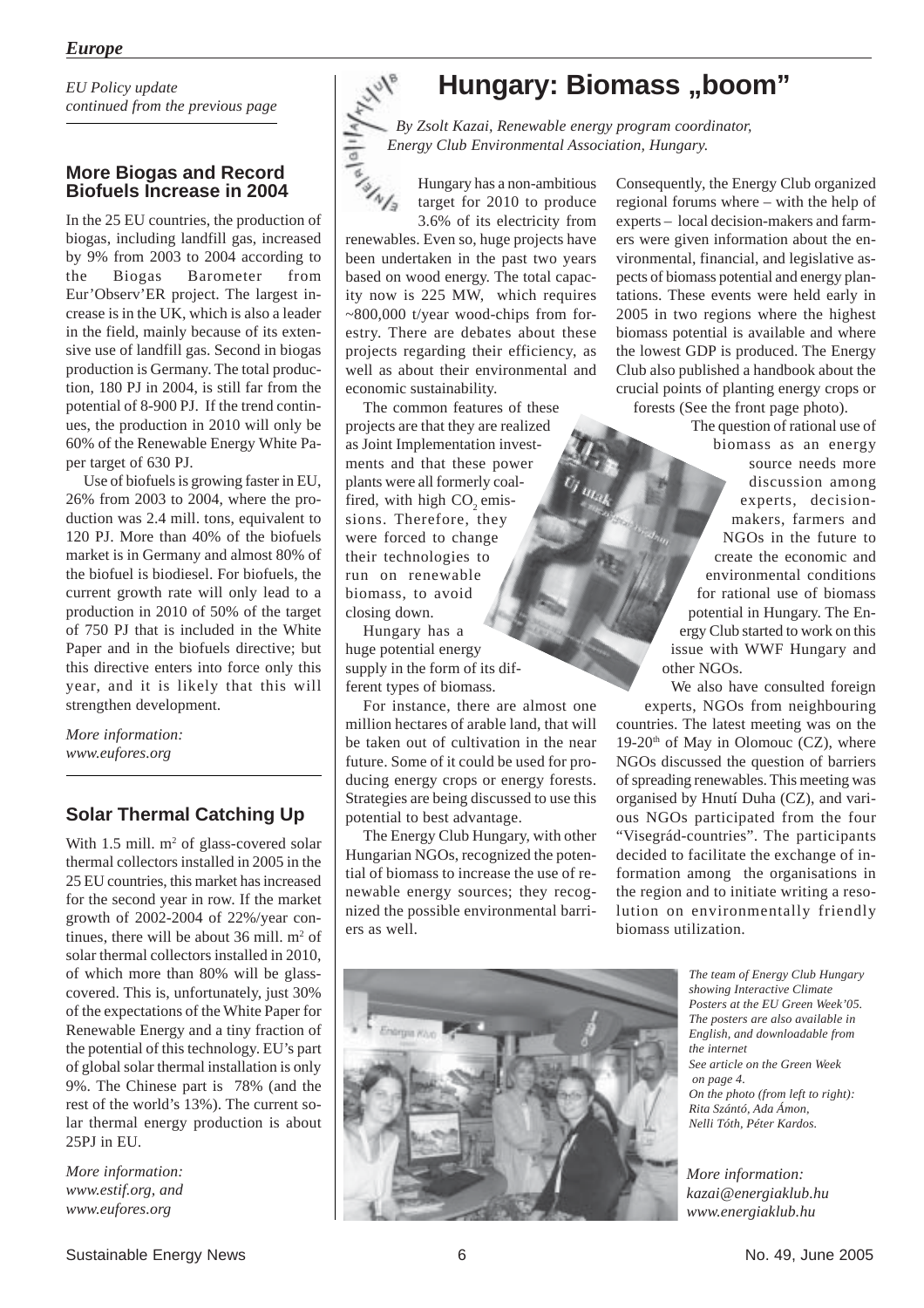*Europe*

*EU Policy update continued from the previous page*

## More Biogas and Record Biofuels Increase in 2004

In the 25 EU countries, the production of biogas, including landfill gas, increased by 9% from 2003 to 2004 according to the Biogas Barometer from Eur'Observ'ER project. The largest increase is in the UK, which is also a leader in the field, mainly because of its extensive use of landfill gas. Second in biogas production is Germany. The total production, 180 PJ in 2004, is still far from the potential of 8-900 PJ. If the trend continues, the production in 2010 will only be 60% of the Renewable Energy White Paper target of 630 PJ.

Use of biofuels is growing faster in EU, 26% from 2003 to 2004, where the production was 2.4 mill. tons, equivalent to 120 PJ. More than 40% of the biofuels market is in Germany and almost 80% of the biofuel is biodiesel. For biofuels, the current growth rate will only lead to a production in 2010 of 50% of the target of 750 PJ that is included in the White Paper and in the biofuels directive; but this directive enters into force only this year, and it is likely that this will strengthen development.

*More information: www.eufores.org*

## Solar Thermal Catching Up

With 1.5 mill. m$^2$ of glass-covered solar thermal collectors installed in 2005 in the 25 EU countries, this market has increased for the second year in row. If the market growth of 2002-2004 of 22%/year continues, there will be about 36 mill. m$^2$ of solar thermal collectors installed in 2010, of which more than 80% will be glass-covered. This is, unfortunately, just 30% of the expectations of the White Paper for Renewable Energy and a tiny fraction of the potential of this technology. EU's part of global solar thermal installation is only 9%. The Chinese part is 78% (and the rest of the world's 13%). The current solar thermal energy production is about 25PJ in EU.

*More information: www.estif.org, and www.eufores.org*

# Hungary: Biomass „boom"

*By Zsolt Kazai, Renewable energy program coordinator, Energy Club Environmental Association, Hungary.*

Hungary has a non-ambitious target for 2010 to produce 3.6% of its electricity from renewables. Even so, huge projects have been undertaken in the past two years based on wood energy. The total capacity now is 225 MW, which requires ~800,000 t/year wood-chips from forestry. There are debates about these projects regarding their efficiency, as well as about their environmental and economic sustainability.

The common features of these projects are that they are realized as Joint Implementation investments and that these power plants were all formerly coal-fired, with high $CO_2$ emissions. Therefore, they were forced to change their technologies to run on renewable biomass, to avoid closing down.

Hungary has a huge potential energy supply in the form of its different types of biomass.

For instance, there are almost one million hectares of arable land, that will be taken out of cultivation in the near future. Some of it could be used for producing energy crops or energy forests. Strategies are being discussed to use this potential to best advantage.

The Energy Club Hungary, with other Hungarian NGOs, recognized the potential of biomass to increase the use of renewable energy sources; they recognized the possible environmental barriers as well.

Consequently, the Energy Club organized regional forums where – with the help of experts – local decision-makers and farmers were given information about the environmental, financial, and legislative aspects of biomass potential and energy plantations. These events were held early in 2005 in two regions where the highest biomass potential is available and where the lowest GDP is produced. The Energy Club also published a handbook about the crucial points of planting energy crops or forests (See the front page photo).

The question of rational use of biomass as an energy source needs more discussion among experts, decision-makers, farmers and NGOs in the future to create the economic and environmental conditions for rational use of biomass potential in Hungary. The Energy Club started to work on this issue with WWF Hungary and other NGOs.

We also have consulted foreign experts, NGOs from neighbouring countries. The latest meeting was on the 19-20[th] of May in Olomouc (CZ), where NGOs discussed the question of barriers of spreading renewables. This meeting was organised by Hnutí Duha (CZ), and various NGOs participated from the four "Visegrád-countries". The participants decided to facilitate the exchange of information among the organisations in the region and to initiate writing a resolution on environmentally friendly biomass utilization.

*The team of Energy Club Hungary showing Interactive Climate Posters at the EU Green Week'05. The posters are also available in English, and downloadable from the internet*
*See article on the Green Week on page 4.*
*On the photo (from left to right): Rita Szántó, Ada Ámon, Nelli Tóth, Péter Kardos.*

*More information: kazai@energiaklub.hu www.energiaklub.hu*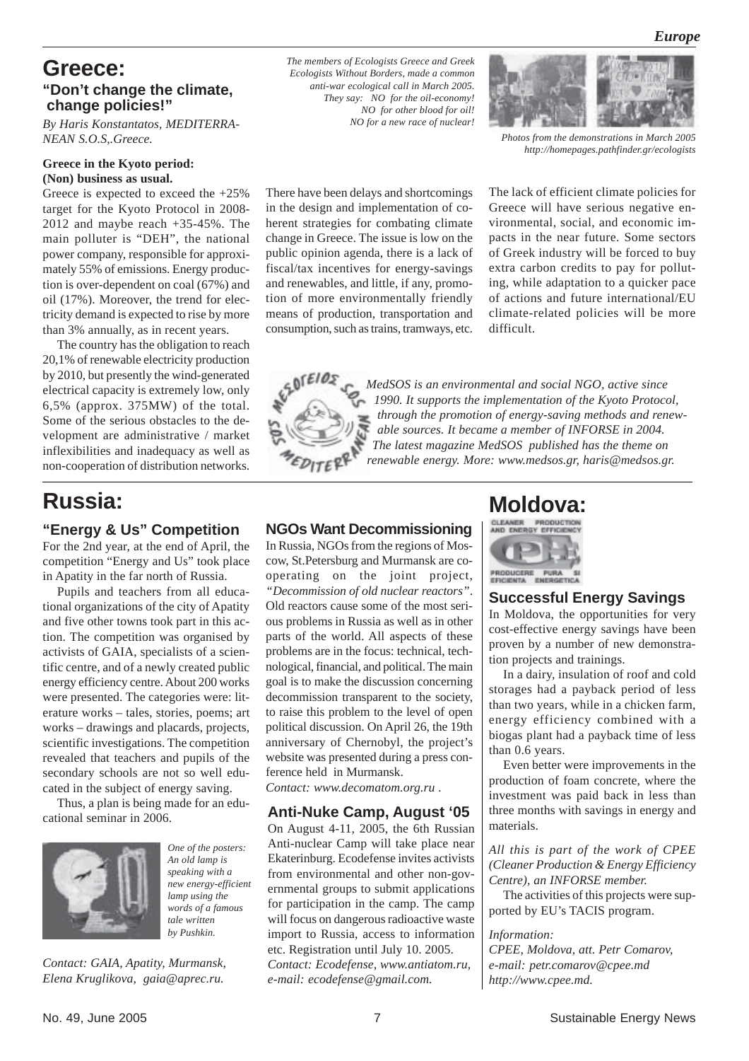# Greece:

## "Don't change the climate, change policies!"

*By Haris Konstantatos, MEDITERRANEAN S.O.S,.Greece.*

**Greece in the Kyoto period: (Non) business as usual.**

Greece is expected to exceed the +25% target for the Kyoto Protocol in 2008-2012 and maybe reach +35-45%. The main polluter is "DEH", the national power company, responsible for approximately 55% of emissions. Energy production is over-dependent on coal (67%) and oil (17%). Moreover, the trend for electricity demand is expected to rise by more than 3% annually, as in recent years.

The country has the obligation to reach 20,1% of renewable electricity production by 2010, but presently the wind-generated electrical capacity is extremely low, only 6,5% (approx. 375MW) of the total. Some of the serious obstacles to the development are administrative / market inflexibilities and inadequacy as well as non-cooperation of distribution networks.

*The members of Ecologists Greece and Greek Ecologists Without Borders, made a common anti-war ecological call in March 2005. They say: NO for the oil-economy! NO for other blood for oil! NO for a new race of nuclear!*

*Photos from the demonstrations in March 2005 http://homepages.pathfinder.gr/ecologists*

There have been delays and shortcomings in the design and implementation of coherent strategies for combating climate change in Greece. The issue is low on the public opinion agenda, there is a lack of fiscal/tax incentives for energy-savings and renewables, and little, if any, promotion of more environmentally friendly means of production, transportation and consumption, such as trains, tramways, etc.

The lack of efficient climate policies for Greece will have serious negative environmental, social, and economic impacts in the near future. Some sectors of Greek industry will be forced to buy extra carbon credits to pay for polluting, while adaptation to a quicker pace of actions and future international/EU climate-related policies will be more difficult.

*MedSOS is an environmental and social NGO, active since 1990. It supports the implementation of the Kyoto Protocol, through the promotion of energy-saving methods and renewable sources. It became a member of INFORSE in 2004. The latest magazine MedSOS published has the theme on renewable energy. More: www.medsos.gr, haris@medsos.gr.*

# Russia:

## "Energy & Us" Competition

For the 2nd year, at the end of April, the competition "Energy and Us" took place in Apatity in the far north of Russia.

Pupils and teachers from all educational organizations of the city of Apatity and five other towns took part in this action. The competition was organised by activists of GAIA, specialists of a scientific centre, and of a newly created public energy efficiency centre. About 200 works were presented. The categories were: literature works – tales, stories, poems; art works – drawings and placards, projects, scientific investigations. The competition revealed that teachers and pupils of the secondary schools are not so well educated in the subject of energy saving.

Thus, a plan is being made for an educational seminar in 2006.

*One of the posters: An old lamp is speaking with a new energy-efficient lamp using the words of a famous tale written by Pushkin.*

*Contact: GAIA, Apatity, Murmansk, Elena Kruglikova, gaia@aprec.ru.*

## NGOs Want Decommissioning

In Russia, NGOs from the regions of Moscow, St.Petersburg and Murmansk are co-operating on the joint project, *"Decommission of old nuclear reactors"*. Old reactors cause some of the most serious problems in Russia as well as in other parts of the world. All aspects of these problems are in the focus: technical, technological, financial, and political. The main goal is to make the discussion concerning decommission transparent to the society, to raise this problem to the level of open political discussion. On April 26, the 19th anniversary of Chernobyl, the project's website was presented during a press conference held in Murmansk.

*Contact: www.decomatom.org.ru .*

## Anti-Nuke Camp, August '05

On August 4-11, 2005, the 6th Russian Anti-nuclear Camp will take place near Ekaterinburg. Ecodefense invites activists from environmental and other non-governmental groups to submit applications for participation in the camp. The camp will focus on dangerous radioactive waste import to Russia, access to information etc. Registration until July 10. 2005.

*Contact: Ecodefense, www.antiatom.ru, e-mail: ecodefense@gmail.com.*

# Moldova:

## Successful Energy Savings

In Moldova, the opportunities for very cost-effective energy savings have been proven by a number of new demonstration projects and trainings.

In a dairy, insulation of roof and cold storages had a payback period of less than two years, while in a chicken farm, energy efficiency combined with a biogas plant had a payback time of less than 0.6 years.

Even better were improvements in the production of foam concrete, where the investment was paid back in less than three months with savings in energy and materials.

*All this is part of the work of CPEE (Cleaner Production & Energy Efficiency Centre), an INFORSE member.*

The activities of this projects were supported by EU's TACIS program.

*Information:*
*CPEE, Moldova, att. Petr Comarov, e-mail: petr.comarov@cpee.md http://www.cpee.md.*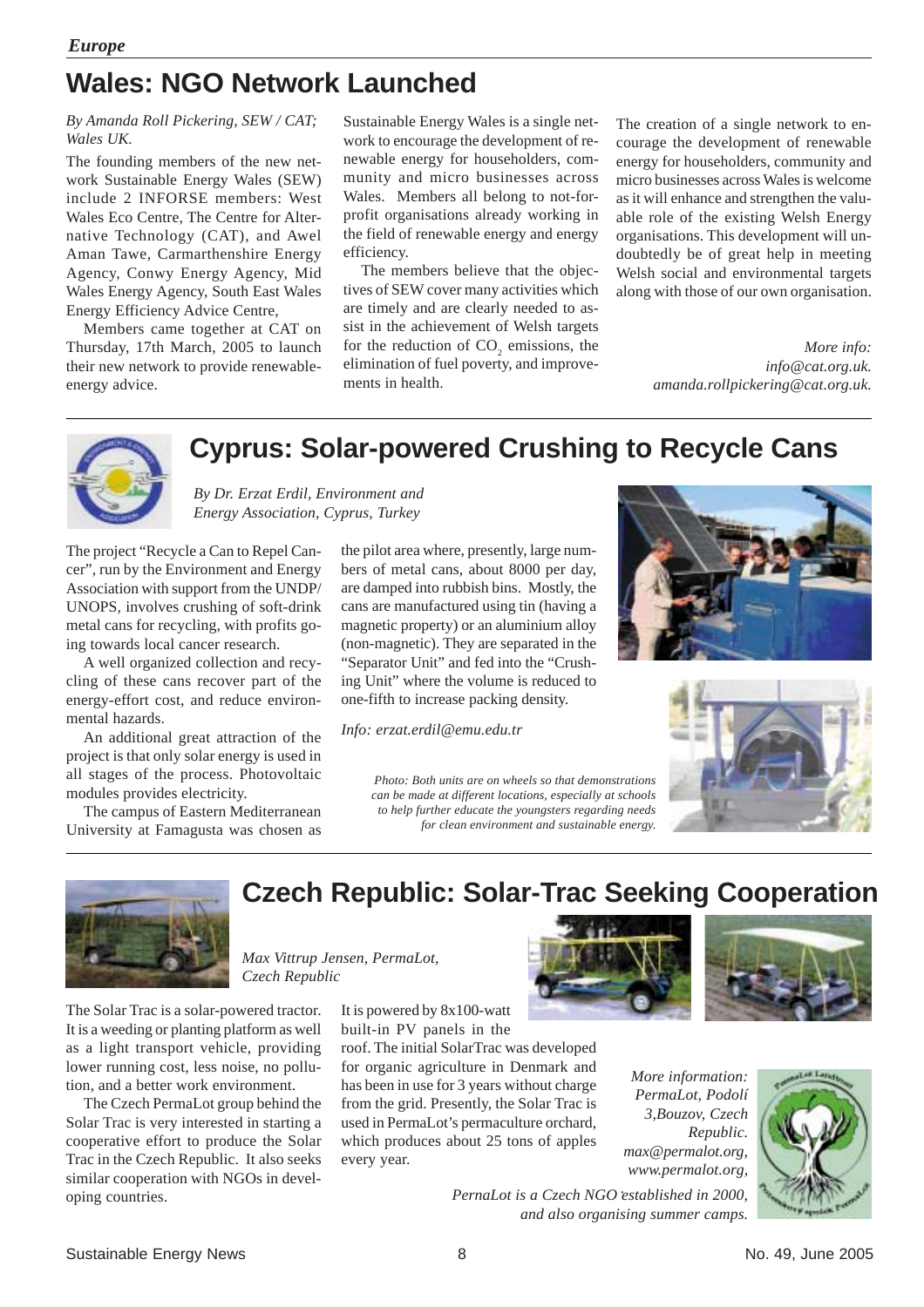*Europe*

# Wales: NGO Network Launched

*By Amanda Roll Pickering, SEW / CAT; Wales UK.*

The founding members of the new network Sustainable Energy Wales (SEW) include 2 INFORSE members: West Wales Eco Centre, The Centre for Alternative Technology (CAT), and Awel Aman Tawe, Carmarthenshire Energy Agency, Conwy Energy Agency, Mid Wales Energy Agency, South East Wales Energy Efficiency Advice Centre,

Members came together at CAT on Thursday, 17th March, 2005 to launch their new network to provide renewable-energy advice.

Sustainable Energy Wales is a single network to encourage the development of renewable energy for householders, community and micro businesses across Wales. Members all belong to not-for-profit organisations already working in the field of renewable energy and energy efficiency.

The members believe that the objectives of SEW cover many activities which are timely and are clearly needed to assist in the achievement of Welsh targets for the reduction of $CO_2$ emissions, the elimination of fuel poverty, and improvements in health.

The creation of a single network to encourage the development of renewable energy for householders, community and micro businesses across Wales is welcome as it will enhance and strengthen the valuable role of the existing Welsh Energy organisations. This development will undoubtedly be of great help in meeting Welsh social and environmental targets along with those of our own organisation.

*More info:*
*info@cat.org.uk.*
*amanda.rollpickering@cat.org.uk.*

# Cyprus: Solar-powered Crushing to Recycle Cans

*By Dr. Erzat Erdil, Environment and Energy Association, Cyprus, Turkey*

The project "Recycle a Can to Repel Cancer", run by the Environment and Energy Association with support from the UNDP/UNOPS, involves crushing of soft-drink metal cans for recycling, with profits going towards local cancer research.

A well organized collection and recycling of these cans recover part of the energy-effort cost, and reduce environmental hazards.

An additional great attraction of the project is that only solar energy is used in all stages of the process. Photovoltaic modules provides electricity.

The campus of Eastern Mediterranean University at Famagusta was chosen as the pilot area where, presently, large numbers of metal cans, about 8000 per day, are damped into rubbish bins. Mostly, the cans are manufactured using tin (having a magnetic property) or an aluminium alloy (non-magnetic). They are separated in the "Separator Unit" and fed into the "Crushing Unit" where the volume is reduced to one-fifth to increase packing density.

*Info: erzat.erdil@emu.edu.tr*

*Photo: Both units are on wheels so that demonstrations can be made at different locations, especially at schools to help further educate the youngsters regarding needs for clean environment and sustainable energy.*

# Czech Republic: Solar-Trac Seeking Cooperation

*Max Vittrup Jensen, PermaLot, Czech Republic*

The Solar Trac is a solar-powered tractor. It is a weeding or planting platform as well as a light transport vehicle, providing lower running cost, less noise, no pollution, and a better work environment.

The Czech PermaLot group behind the Solar Trac is very interested in starting a cooperative effort to produce the Solar Trac in the Czech Republic. It also seeks similar cooperation with NGOs in developing countries.

It is powered by 8x100-watt built-in PV panels in the roof. The initial SolarTrac was developed for organic agriculture in Denmark and has been in use for 3 years without charge from the grid. Presently, the Solar Trac is used in PermaLot's permaculture orchard, which produces about 25 tons of apples every year.

*More information: PermaLot, Podolí 3,Bouzov, Czech Republic. max@permalot.org, www.permalot.org,*

*PernaLot is a Czech NGO established in 2000, and also organising summer camps.*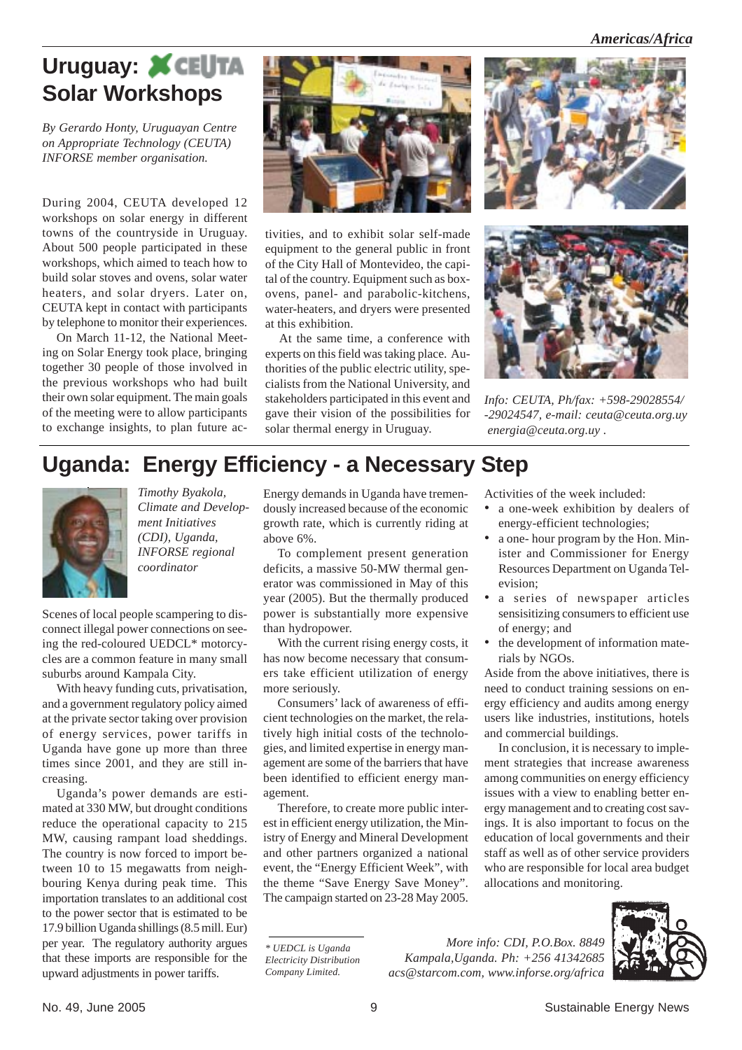# Uruguay: CEUTA Solar Workshops

*By Gerardo Honty, Uruguayan Centre on Appropriate Technology (CEUTA) INFORSE member organisation.*

During 2004, CEUTA developed 12 workshops on solar energy in different towns of the countryside in Uruguay. About 500 people participated in these workshops, which aimed to teach how to build solar stoves and ovens, solar water heaters, and solar dryers. Later on, CEUTA kept in contact with participants by telephone to monitor their experiences.

On March 11-12, the National Meeting on Solar Energy took place, bringing together 30 people of those involved in the previous workshops who had built their own solar equipment. The main goals of the meeting were to allow participants to exchange insights, to plan future activities, and to exhibit solar self-made equipment to the general public in front of the City Hall of Montevideo, the capital of the country. Equipment such as box-ovens, panel- and parabolic-kitchens, water-heaters, and dryers were presented at this exhibition.

At the same time, a conference with experts on this field was taking place. Authorities of the public electric utility, specialists from the National University, and stakeholders participated in this event and gave their vision of the possibilities for solar thermal energy in Uruguay.

*Info: CEUTA, Ph/fax: +598-29028554/ -29024547, e-mail: ceuta@ceuta.org.uy energia@ceuta.org.uy .*

# Uganda: Energy Efficiency - a Necessary Step

*Timothy Byakola, Climate and Development Initiatives (CDI), Uganda, INFORSE regional coordinator*

Scenes of local people scampering to disconnect illegal power connections on seeing the red-coloured UEDCL* motorcycles are a common feature in many small suburbs around Kampala City.

With heavy funding cuts, privatisation, and a government regulatory policy aimed at the private sector taking over provision of energy services, power tariffs in Uganda have gone up more than three times since 2001, and they are still increasing.

Uganda's power demands are estimated at 330 MW, but drought conditions reduce the operational capacity to 215 MW, causing rampant load sheddings. The country is now forced to import between 10 to 15 megawatts from neighbouring Kenya during peak time. This importation translates to an additional cost to the power sector that is estimated to be 17.9 billion Uganda shillings (8.5 mill. Eur) per year. The regulatory authority argues that these imports are responsible for the upward adjustments in power tariffs.

Energy demands in Uganda have tremendously increased because of the economic growth rate, which is currently riding at above 6%.

To complement present generation deficits, a massive 50-MW thermal generator was commissioned in May of this year (2005). But the thermally produced power is substantially more expensive than hydropower.

With the current rising energy costs, it has now become necessary that consumers take efficient utilization of energy more seriously.

Consumers' lack of awareness of efficient technologies on the market, the relatively high initial costs of the technologies, and limited expertise in energy management are some of the barriers that have been identified to efficient energy management.

Therefore, to create more public interest in efficient energy utilization, the Ministry of Energy and Mineral Development and other partners organized a national event, the "Energy Efficient Week", with the theme "Save Energy Save Money". The campaign started on 23-28 May 2005.

Activities of the week included:

- a one-week exhibition by dealers of energy-efficient technologies;
- a one- hour program by the Hon. Minister and Commissioner for Energy Resources Department on Uganda Television;
- a series of newspaper articles sensisitizing consumers to efficient use of energy; and
- the development of information materials by NGOs.

Aside from the above initiatives, there is need to conduct training sessions on energy efficiency and audits among energy users like industries, institutions, hotels and commercial buildings.

In conclusion, it is necessary to implement strategies that increase awareness among communities on energy efficiency issues with a view to enabling better energy management and to creating cost savings. It is also important to focus on the education of local governments and their staff as well as of other service providers who are responsible for local area budget allocations and monitoring.

*\* UEDCL is Uganda Electricity Distribution Company Limited.*

*More info: CDI, P.O.Box. 8849 Kampala,Uganda. Ph: +256 41342685 acs@starcom.com, www.inforse.org/africa*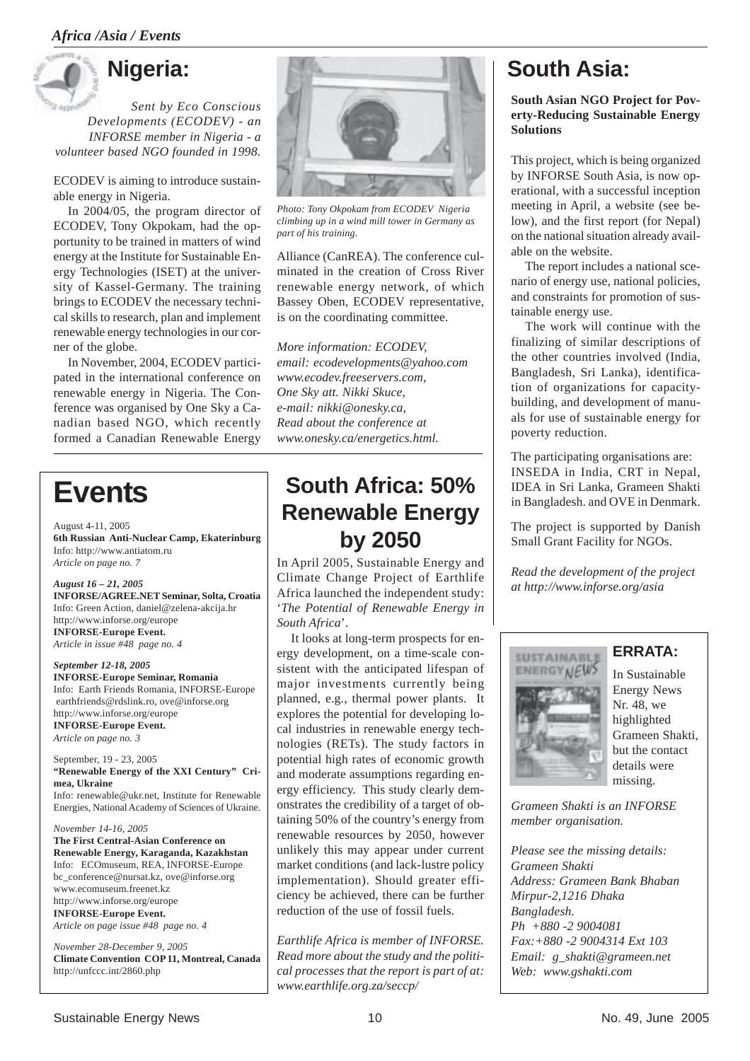## Nigeria:

*Sent by Eco Conscious Developments (ECODEV) - an INFORSE member in Nigeria - a volunteer based NGO founded in 1998.*

ECODEV is aiming to introduce sustainable energy in Nigeria.

In 2004/05, the program director of ECODEV, Tony Okpokam, had the opportunity to be trained in matters of wind energy at the Institute for Sustainable Energy Technologies (ISET) at the university of Kassel-Germany. The training brings to ECODEV the necessary technical skills to research, plan and implement renewable energy technologies in our corner of the globe.

In November, 2004, ECODEV participated in the international conference on renewable energy in Nigeria. The Conference was organised by One Sky a Canadian based NGO, which recently formed a Canadian Renewable Energy Alliance (CanREA). The conference culminated in the creation of Cross River renewable energy network, of which Bassey Oben, ECODEV representative, is on the coordinating committee.

*Photo: Tony Okpokam from ECODEV Nigeria climbing up in a wind mill tower in Germany as part of his training.*

*More information: ECODEV,*
*email: ecodevelopments@yahoo.com*
*www.ecodev.freeservers.com,*
*One Sky att. Nikki Skuce,*
*e-mail: nikki@onesky.ca,*
*Read about the conference at*
*www.onesky.ca/energetics.html.*

## South Asia:

**South Asian NGO Project for Poverty-Reducing Sustainable Energy Solutions**

This project, which is being organized by INFORSE South Asia, is now operational, with a successful inception meeting in April, a website (see below), and the first report (for Nepal) on the national situation already available on the website.

The report includes a national scenario of energy use, national policies, and constraints for promotion of sustainable energy use.

The work will continue with the finalizing of similar descriptions of the other countries involved (India, Bangladesh, Sri Lanka), identification of organizations for capacity-building, and development of manuals for use of sustainable energy for poverty reduction.

The participating organisations are: INSEDA in India, CRT in Nepal, IDEA in Sri Lanka, Grameen Shakti in Bangladesh. and OVE in Denmark.

The project is supported by Danish Small Grant Facility for NGOs.

*Read the development of the project at http://www.inforse.org/asia*

# Events

August 4-11, 2005
**6th Russian Anti-Nuclear Camp, Ekaterinburg**
Info: http://www.antiatom.ru
*Article on page no. 7*

***August 16 – 21, 2005***
**INFORSE/AGREE.NET Seminar, Solta, Croatia**
Info: Green Action, daniel@zelena-akcija.hr
http://www.inforse.org/europe
**INFORSE-Europe Event.**
*Article in issue #48 page no. 4*

***September 12-18, 2005***
**INFORSE-Europe Seminar, Romania**
Info: Earth Friends Romania, INFORSE-Europe
earthfriends@rdslink.ro, ove@inforse.org
http://www.inforse.org/europe
**INFORSE-Europe Event.**
*Article on page no. 3*

September, 19 - 23, 2005
**"Renewable Energy of the XXI Century" Crimea, Ukraine**
Info: renewable@ukr.net, Institute for Renewable Energies, National Academy of Sciences of Ukraine.

*November 14-16, 2005*
**The First Central-Asian Conference on Renewable Energy, Karaganda, Kazakhstan**
Info: ECOmuseum, REA, INFORSE-Europe
bc_conference@nursat.kz, ove@inforse.org
www.ecomuseum.freenet.kz
http://www.inforse.org/europe
**INFORSE-Europe Event.**
*Article on page issue #48 page no. 4*

*November 28-December 9, 2005*
**Climate Convention COP 11, Montreal, Canada**
http://unfccc.int/2860.php

## South Africa: 50% Renewable Energy by 2050

In April 2005, Sustainable Energy and Climate Change Project of Earthlife Africa launched the independent study: '*The Potential of Renewable Energy in South Africa*'.

It looks at long-term prospects for energy development, on a time-scale consistent with the anticipated lifespan of major investments currently being planned, e.g., thermal power plants. It explores the potential for developing local industries in renewable energy technologies (RETs). The study factors in potential high rates of economic growth and moderate assumptions regarding energy efficiency. This study clearly demonstrates the credibility of a target of obtaining 50% of the country's energy from renewable resources by 2050, however unlikely this may appear under current market conditions (and lack-lustre policy implementation). Should greater efficiency be achieved, there can be further reduction of the use of fossil fuels.

*Earthlife Africa is member of INFORSE. Read more about the study and the political processes that the report is part of at: www.earthlife.org.za/seccp/*

### ERRATA:

In Sustainable Energy News Nr. 48, we highlighted Grameen Shakti, but the contact details were missing.

*Grameen Shakti is an INFORSE member organisation.*

*Please see the missing details:*
*Grameen Shakti*
*Address: Grameen Bank Bhaban*
*Mirpur-2,1216 Dhaka*
*Bangladesh.*
*Ph +880 -2 9004081*
*Fax:+880 -2 9004314 Ext 103*
*Email: g_shakti@grameen.net*
*Web: www.gshakti.com*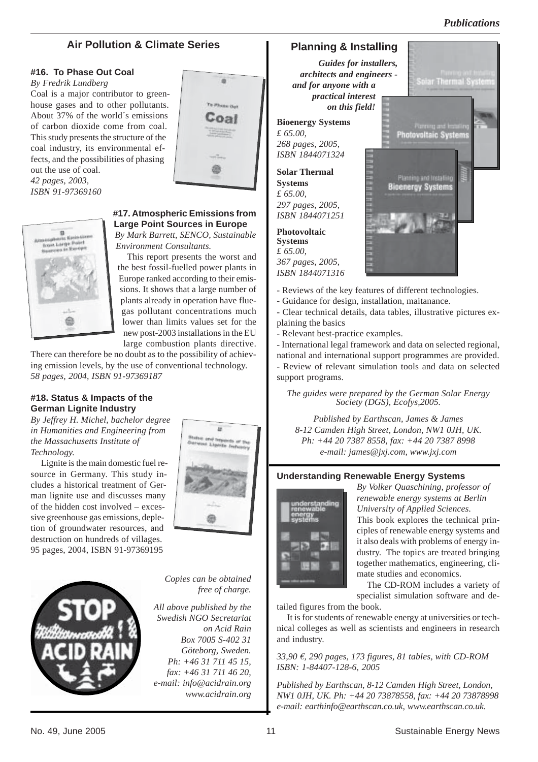## Air Pollution & Climate Series

### #16. To Phase Out Coal

*By Fredrik Lundberg*

Coal is a major contributor to greenhouse gases and to other pollutants. About 37% of the world´s emissions of carbon dioxide come from coal. This study presents the structure of the coal industry, its environmental effects, and the possibilities of phasing out the use of coal.

*42 pages, 2003, ISBN 91-97369160*

### #17. Atmospheric Emissions from Large Point Sources in Europe

*By Mark Barrett, SENCO, Sustainable Environment Consultants.*

This report presents the worst and the best fossil-fuelled power plants in Europe ranked according to their emissions. It shows that a large number of plants already in operation have flue-gas pollutant concentrations much lower than limits values set for the new post-2003 installations in the EU large combustion plants directive. There can therefore be no doubt as to the possibility of achieving emission levels, by the use of conventional technology.

*58 pages, 2004, ISBN 91-97369187*

### #18. Status & Impacts of the German Lignite Industry

*By Jeffrey H. Michel, bachelor degree in Humanities and Engineering from the Massachusetts Institute of Technology.*

Lignite is the main domestic fuel resource in Germany. This study includes a historical treatment of German lignite use and discusses many of the hidden cost involved – excessive greenhouse gas emissions, depletion of groundwater resources, and destruction on hundreds of villages.

95 pages, 2004, ISBN 91-97369195

*Copies can be obtained free of charge.*

*All above published by the Swedish NGO Secretariat on Acid Rain Box 7005 S-402 31 Göteborg, Sweden. Ph: +46 31 711 45 15, fax: +46 31 711 46 20, e-mail: info@acidrain.org www.acidrain.org*

## Planning & Installing

***Guides for installers, architects and engineers - and for anyone with a practical interest on this field!***

**Bioenergy Systems**
*£ 65.00, 268 pages, 2005, ISBN 1844071324*

**Solar Thermal Systems**
*£ 65.00, 297 pages, 2005, ISBN 1844071251*

**Photovoltaic Systems**
*£ 65.00, 367 pages, 2005, ISBN 1844071316*

- Reviews of the key features of different technologies.
- Guidance for design, installation, maitanance.
- Clear technical details, data tables, illustrative pictures explaining the basics
- Relevant best-practice examples.
- International legal framework and data on selected regional, national and international support programmes are provided.
- Review of relevant simulation tools and data on selected support programs.

*The guides were prepared by the German Solar Energy Society (DGS), Ecofys,2005.*

*Published by Earthscan, James & James 8-12 Camden High Street, London, NW1 0JH, UK. Ph: +44 20 7387 8558, fax: +44 20 7387 8998 e-mail: james@jxj.com, www.jxj.com*

### Understanding Renewable Energy Systems

*By Volker Quaschining, professor of renewable energy systems at Berlin University of Applied Sciences.*

This book explores the technical principles of renewable energy systems and it also deals with problems of energy industry. The topics are treated bringing together mathematics, engineering, climate studies and economics.

The CD-ROM includes a variety of specialist simulation software and detailed figures from the book.

It is for students of renewable energy at universities or technical colleges as well as scientists and engineers in research and industry.

*33,90 €, 290 pages, 173 figures, 81 tables, with CD-ROM ISBN: 1-84407-128-6, 2005*

*Published by Earthscan, 8-12 Camden High Street, London, NW1 0JH, UK. Ph: +44 20 73878558, fax: +44 20 73878998 e-mail: earthinfo@earthscan.co.uk, www.earthscan.co.uk.*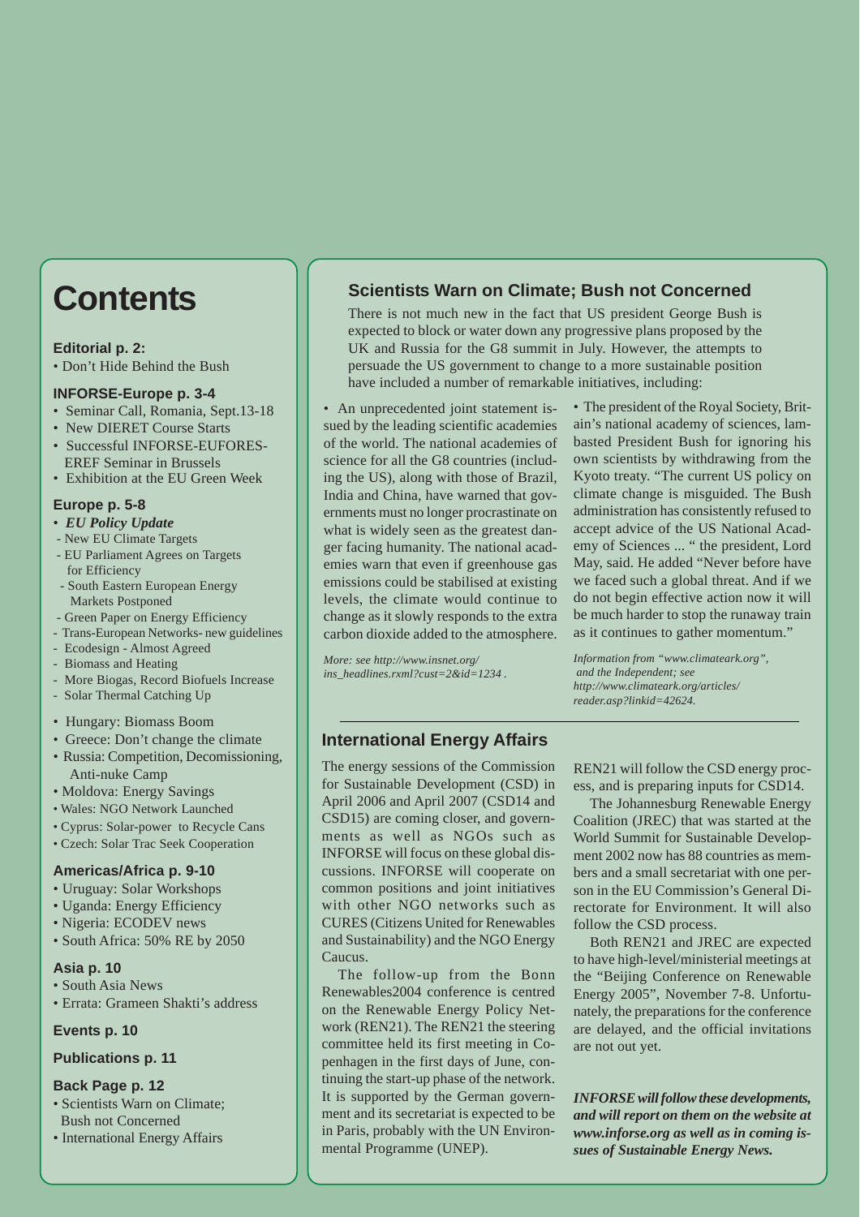# Contents

**Editorial p. 2:**
- Don't Hide Behind the Bush

**INFORSE-Europe p. 3-4**
- Seminar Call, Romania, Sept.13-18
- New DIERET Course Starts
- Successful INFORSE-EUFORES-EREF Seminar in Brussels
- Exhibition at the EU Green Week

**Europe p. 5-8**
- ***EU Policy Update***
  - New EU Climate Targets
  - EU Parliament Agrees on Targets for Efficiency
  - South Eastern European Energy Markets Postponed
  - Green Paper on Energy Efficiency
  - Trans-European Networks- new guidelines
  - Ecodesign - Almost Agreed
  - Biomass and Heating
  - More Biogas, Record Biofuels Increase
  - Solar Thermal Catching Up
- Hungary: Biomass Boom
- Greece: Don't change the climate
- Russia: Competition, Decomissioning, Anti-nuke Camp
- Moldova: Energy Savings
- Wales: NGO Network Launched
- Cyprus: Solar-power to Recycle Cans
- Czech: Solar Trac Seek Cooperation

**Americas/Africa p. 9-10**
- Uruguay: Solar Workshops
- Uganda: Energy Efficiency
- Nigeria: ECODEV news
- South Africa: 50% RE by 2050

**Asia p. 10**
- South Asia News
- Errata: Grameen Shakti's address

**Events p. 10**

**Publications p. 11**

**Back Page p. 12**
- Scientists Warn on Climate; Bush not Concerned
- International Energy Affairs

## Scientists Warn on Climate; Bush not Concerned

There is not much new in the fact that US president George Bush is expected to block or water down any progressive plans proposed by the UK and Russia for the G8 summit in July. However, the attempts to persuade the US government to change to a more sustainable position have included a number of remarkable initiatives, including:

• An unprecedented joint statement issued by the leading scientific academies of the world. The national academies of science for all the G8 countries (including the US), along with those of Brazil, India and China, have warned that governments must no longer procrastinate on what is widely seen as the greatest danger facing humanity. The national academies warn that even if greenhouse gas emissions could be stabilised at existing levels, the climate would continue to change as it slowly responds to the extra carbon dioxide added to the atmosphere.

*More: see http://www.insnet.org/ins_headlines.rxml?cust=2&id=1234 .*

• The president of the Royal Society, Britain's national academy of sciences, lambasted President Bush for ignoring his own scientists by withdrawing from the Kyoto treaty. "The current US policy on climate change is misguided. The Bush administration has consistently refused to accept advice of the US National Academy of Sciences ... " the president, Lord May, said. He added "Never before have we faced such a global threat. And if we do not begin effective action now it will be much harder to stop the runaway train as it continues to gather momentum."

*Information from "www.climateark.org", and the Independent; see http://www.climateark.org/articles/reader.asp?linkid=42624.*

## International Energy Affairs

The energy sessions of the Commission for Sustainable Development (CSD) in April 2006 and April 2007 (CSD14 and CSD15) are coming closer, and governments as well as NGOs such as INFORSE will focus on these global discussions. INFORSE will cooperate on common positions and joint initiatives with other NGO networks such as CURES (Citizens United for Renewables and Sustainability) and the NGO Energy Caucus.

The follow-up from the Bonn Renewables2004 conference is centred on the Renewable Energy Policy Network (REN21). The REN21 the steering committee held its first meeting in Copenhagen in the first days of June, continuing the start-up phase of the network. It is supported by the German government and its secretariat is expected to be in Paris, probably with the UN Environmental Programme (UNEP).

REN21 will follow the CSD energy process, and is preparing inputs for CSD14.

The Johannesburg Renewable Energy Coalition (JREC) that was started at the World Summit for Sustainable Development 2002 now has 88 countries as members and a small secretariat with one person in the EU Commission's General Directorate for Environment. It will also follow the CSD process.

Both REN21 and JREC are expected to have high-level/ministerial meetings at the "Beijing Conference on Renewable Energy 2005", November 7-8. Unfortunately, the preparations for the conference are delayed, and the official invitations are not out yet.

***INFORSE will follow these developments, and will report on them on the website at www.inforse.org as well as in coming issues of Sustainable Energy News.***